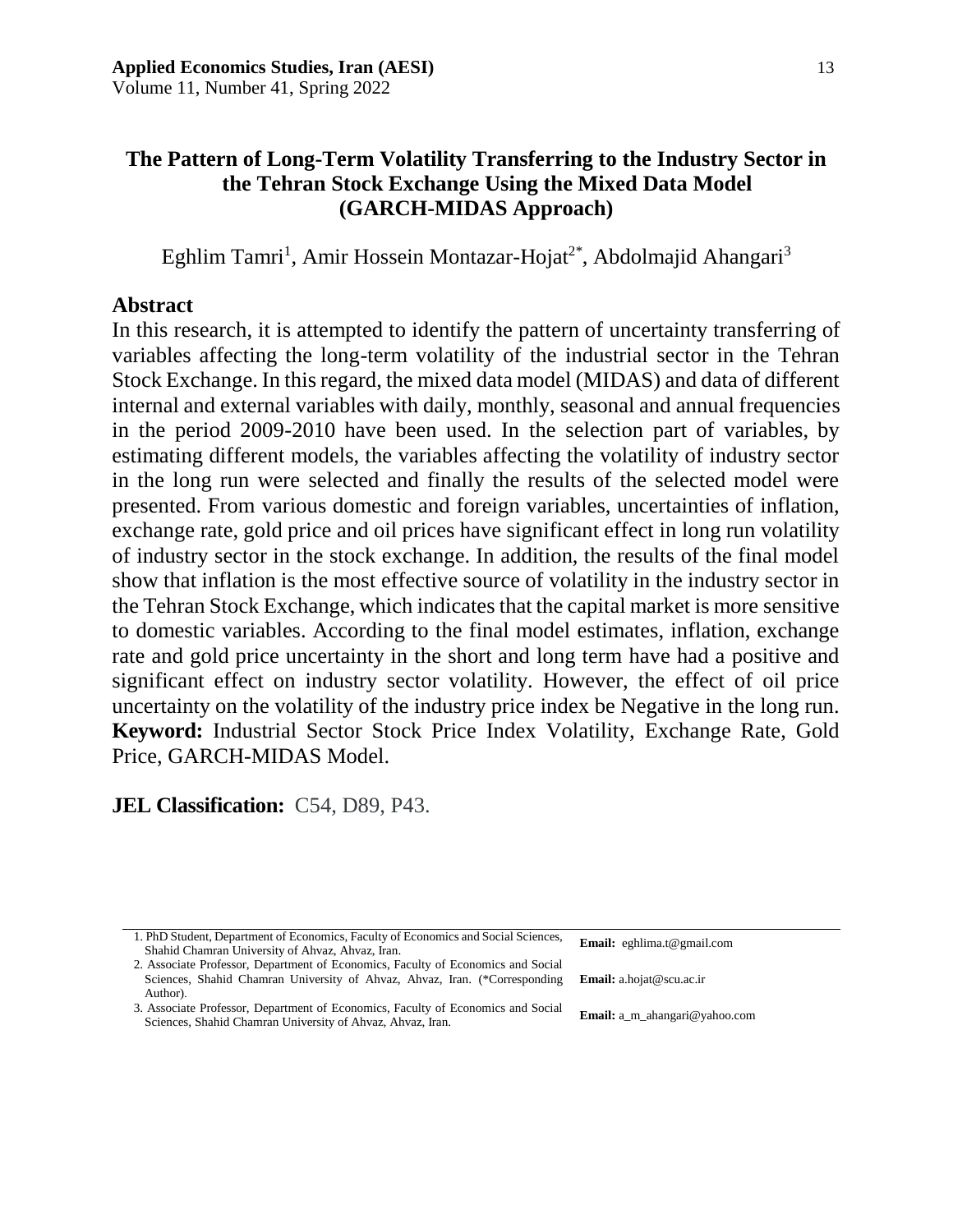# The Pattern of Long-Term Volatility Transferring to the Industry Sector in the Tehran Stock Exchange Using the Mixed Data Model (GARCH-MIDAS Approach)

Eghlim Tamri[1], Amir Hossein Montazar-Hojat[2*], Abdolmajid Ahangari[3]

## Abstract

In this research, it is attempted to identify the pattern of uncertainty transferring of variables affecting the long-term volatility of the industrial sector in the Tehran Stock Exchange. In this regard, the mixed data model (MIDAS) and data of different internal and external variables with daily, monthly, seasonal and annual frequencies in the period 2009-2010 have been used. In the selection part of variables, by estimating different models, the variables affecting the volatility of industry sector in the long run were selected and finally the results of the selected model were presented. From various domestic and foreign variables, uncertainties of inflation, exchange rate, gold price and oil prices have significant effect in long run volatility of industry sector in the stock exchange. In addition, the results of the final model show that inflation is the most effective source of volatility in the industry sector in the Tehran Stock Exchange, which indicates that the capital market is more sensitive to domestic variables. According to the final model estimates, inflation, exchange rate and gold price uncertainty in the short and long term have had a positive and significant effect on industry sector volatility. However, the effect of oil price uncertainty on the volatility of the industry price index be Negative in the long run.

**Keyword:** Industrial Sector Stock Price Index Volatility, Exchange Rate, Gold Price, GARCH-MIDAS Model.

**JEL Classification:** C54, D89, P43.

---

1. PhD Student, Department of Economics, Faculty of Economics and Social Sciences, Shahid Chamran University of Ahvaz, Ahvaz, Iran. **Email:** eghlima.t@gmail.com
2. Associate Professor, Department of Economics, Faculty of Economics and Social Sciences, Shahid Chamran University of Ahvaz, Ahvaz, Iran. (*Corresponding Author). **Email:** a.hojat@scu.ac.ir
3. Associate Professor, Department of Economics, Faculty of Economics and Social Sciences, Shahid Chamran University of Ahvaz, Ahvaz, Iran. **Email:** a_m_ahangari@yahoo.com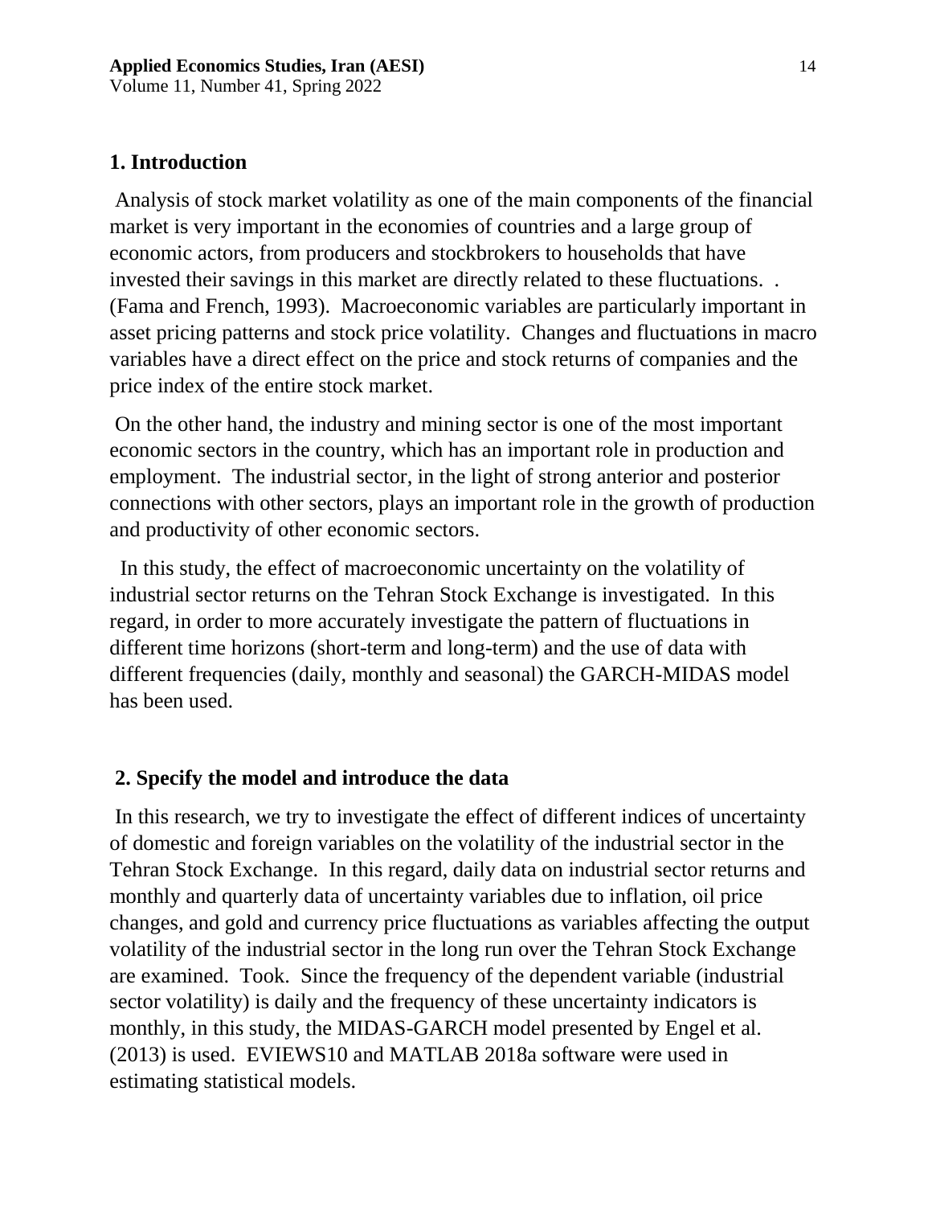## 1. Introduction

Analysis of stock market volatility as one of the main components of the financial market is very important in the economies of countries and a large group of economic actors, from producers and stockbrokers to households that have invested their savings in this market are directly related to these fluctuations. . (Fama and French, 1993). Macroeconomic variables are particularly important in asset pricing patterns and stock price volatility. Changes and fluctuations in macro variables have a direct effect on the price and stock returns of companies and the price index of the entire stock market.

On the other hand, the industry and mining sector is one of the most important economic sectors in the country, which has an important role in production and employment. The industrial sector, in the light of strong anterior and posterior connections with other sectors, plays an important role in the growth of production and productivity of other economic sectors.

In this study, the effect of macroeconomic uncertainty on the volatility of industrial sector returns on the Tehran Stock Exchange is investigated. In this regard, in order to more accurately investigate the pattern of fluctuations in different time horizons (short-term and long-term) and the use of data with different frequencies (daily, monthly and seasonal) the GARCH-MIDAS model has been used.

## 2. Specify the model and introduce the data

In this research, we try to investigate the effect of different indices of uncertainty of domestic and foreign variables on the volatility of the industrial sector in the Tehran Stock Exchange. In this regard, daily data on industrial sector returns and monthly and quarterly data of uncertainty variables due to inflation, oil price changes, and gold and currency price fluctuations as variables affecting the output volatility of the industrial sector in the long run over the Tehran Stock Exchange are examined. Took. Since the frequency of the dependent variable (industrial sector volatility) is daily and the frequency of these uncertainty indicators is monthly, in this study, the MIDAS-GARCH model presented by Engel et al. (2013) is used. EVIEWS10 and MATLAB 2018a software were used in estimating statistical models.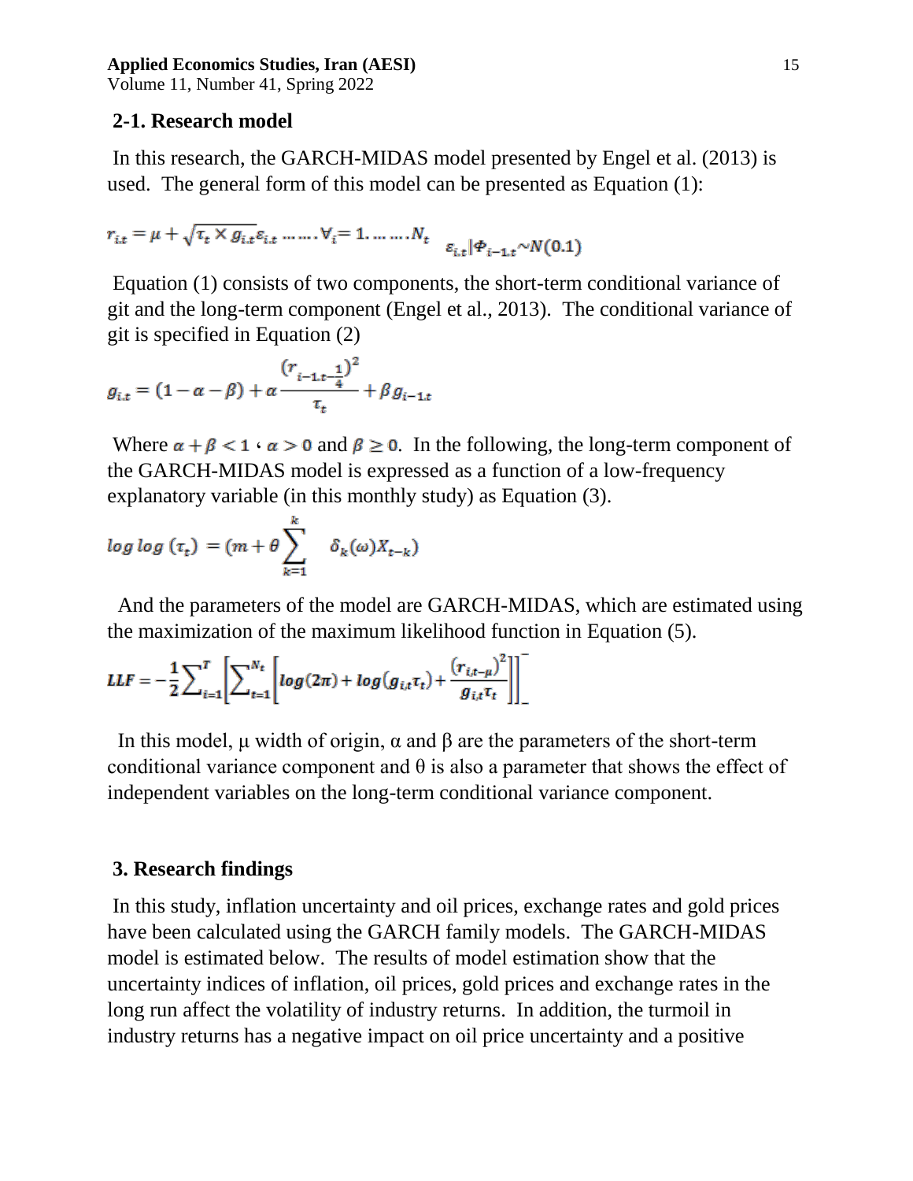## 2-1. Research model

In this research, the GARCH-MIDAS model presented by Engel et al. (2013) is used. The general form of this model can be presented as Equation (1):

$$r_{i.t} = \mu + \sqrt{\tau_t \times g_{i.t}}\varepsilon_{i.t} \dots\dots \forall_i = 1.\dots\dots.N_t \quad \varepsilon_{i.t}|\Phi_{i-1.t} \sim N(0.1)$$

Equation (1) consists of two components, the short-term conditional variance of git and the long-term component (Engel et al., 2013). The conditional variance of git is specified in Equation (2)

$$g_{i.t} = (1-\alpha-\beta) + \alpha \frac{(r_{i-1.t-\frac{1}{4}})^2}{\tau_t} + \beta g_{i-1.t}$$

Where $\alpha + \beta < 1$ ، $\alpha > 0$ and $\beta \geq 0$. In the following, the long-term component of the GARCH-MIDAS model is expressed as a function of a low-frequency explanatory variable (in this monthly study) as Equation (3).

$$log\, log\, (\tau_t) = (m + \theta \sum_{k=1}^{k} \delta_k(\omega) X_{t-k})$$

And the parameters of the model are GARCH-MIDAS, which are estimated using the maximization of the maximum likelihood function in Equation (5).

$$LLF = -\frac{1}{2}\sum_{i=1}^{T}\left[\sum_{t=1}^{N_t}\left[log(2\pi) + log(g_{i,t}\tau_t) + \frac{(r_{i,t-\mu})^2}{g_{i,t}\tau_t}\right]\right]$$

In this model, μ width of origin, α and β are the parameters of the short-term conditional variance component and θ is also a parameter that shows the effect of independent variables on the long-term conditional variance component.

## 3. Research findings

In this study, inflation uncertainty and oil prices, exchange rates and gold prices have been calculated using the GARCH family models. The GARCH-MIDAS model is estimated below. The results of model estimation show that the uncertainty indices of inflation, oil prices, gold prices and exchange rates in the long run affect the volatility of industry returns. In addition, the turmoil in industry returns has a negative impact on oil price uncertainty and a positive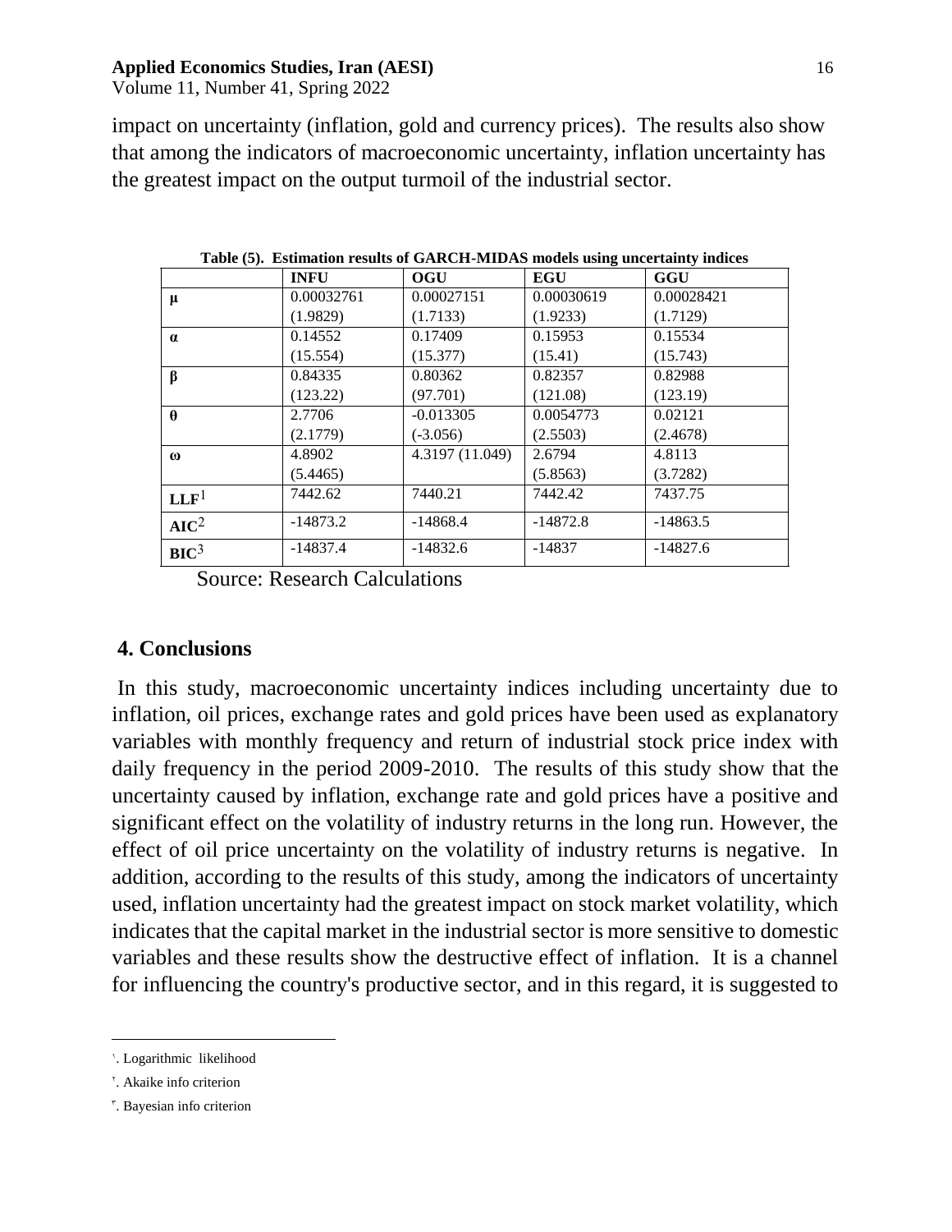impact on uncertainty (inflation, gold and currency prices). The results also show that among the indicators of macroeconomic uncertainty, inflation uncertainty has the greatest impact on the output turmoil of the industrial sector.

**Table (5). Estimation results of GARCH-MIDAS models using uncertainty indices**

| | **INFU** | **OGU** | **EGU** | **GGU** |
|---|---|---|---|---|
| **μ** | 0.00032761 (1.9829) | 0.00027151 (1.7133) | 0.00030619 (1.9233) | 0.00028421 (1.7129) |
| **α** | 0.14552 (15.554) | 0.17409 (15.377) | 0.15953 (15.41) | 0.15534 (15.743) |
| **β** | 0.84335 (123.22) | 0.80362 (97.701) | 0.82357 (121.08) | 0.82988 (123.19) |
| **θ** | 2.7706 (2.1779) | -0.013305 (-3.056) | 0.0054773 (2.5503) | 0.02121 (2.4678) |
| **ω** | 4.8902 (5.4465) | 4.3197 (11.049) | 2.6794 (5.8563) | 4.8113 (3.7282) |
| **LLF**[1] | 7442.62 | 7440.21 | 7442.42 | 7437.75 |
| **AIC**[2] | -14873.2 | -14868.4 | -14872.8 | -14863.5 |
| **BIC**[3] | -14837.4 | -14832.6 | -14837 | -14827.6 |

Source: Research Calculations

## 4. Conclusions

In this study, macroeconomic uncertainty indices including uncertainty due to inflation, oil prices, exchange rates and gold prices have been used as explanatory variables with monthly frequency and return of industrial stock price index with daily frequency in the period 2009-2010. The results of this study show that the uncertainty caused by inflation, exchange rate and gold prices have a positive and significant effect on the volatility of industry returns in the long run. However, the effect of oil price uncertainty on the volatility of industry returns is negative. In addition, according to the results of this study, among the indicators of uncertainty used, inflation uncertainty had the greatest impact on stock market volatility, which indicates that the capital market in the industrial sector is more sensitive to domestic variables and these results show the destructive effect of inflation. It is a channel for influencing the country's productive sector, and in this regard, it is suggested to

---

[1]. Logarithmic likelihood

[2]. Akaike info criterion

[3]. Bayesian info criterion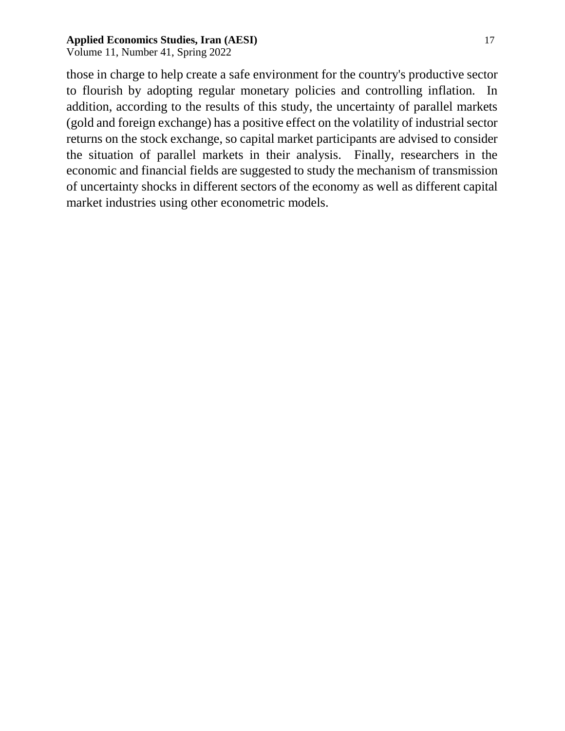those in charge to help create a safe environment for the country's productive sector to flourish by adopting regular monetary policies and controlling inflation. In addition, according to the results of this study, the uncertainty of parallel markets (gold and foreign exchange) has a positive effect on the volatility of industrial sector returns on the stock exchange, so capital market participants are advised to consider the situation of parallel markets in their analysis. Finally, researchers in the economic and financial fields are suggested to study the mechanism of transmission of uncertainty shocks in different sectors of the economy as well as different capital market industries using other econometric models.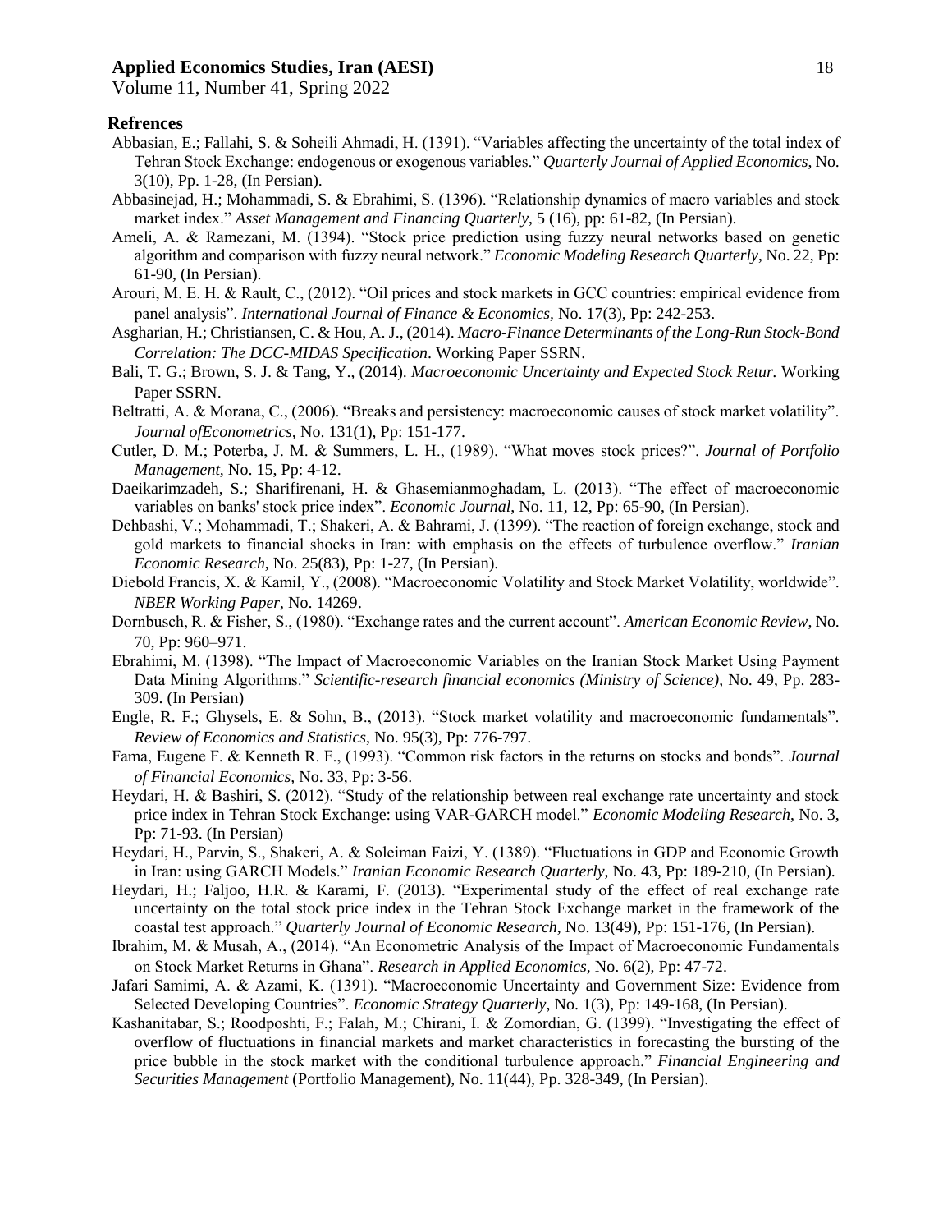## Refrences

Abbasian, E.; Fallahi, S. & Soheili Ahmadi, H. (1391). "Variables affecting the uncertainty of the total index of Tehran Stock Exchange: endogenous or exogenous variables." *Quarterly Journal of Applied Economics*, No. 3(10), Pp. 1-28, (In Persian).

Abbasinejad, H.; Mohammadi, S. & Ebrahimi, S. (1396). "Relationship dynamics of macro variables and stock market index." *Asset Management and Financing Quarterly*, 5 (16), pp: 61-82, (In Persian).

Ameli, A. & Ramezani, M. (1394). "Stock price prediction using fuzzy neural networks based on genetic algorithm and comparison with fuzzy neural network." *Economic Modeling Research Quarterly*, No. 22, Pp: 61-90, (In Persian).

Arouri, M. E. H. & Rault, C., (2012). "Oil prices and stock markets in GCC countries: empirical evidence from panel analysis". *International Journal of Finance & Economics*, No. 17(3), Pp: 242-253.

Asgharian, H.; Christiansen, C. & Hou, A. J., (2014). *Macro-Finance Determinants of the Long-Run Stock-Bond Correlation: The DCC-MIDAS Specification*. Working Paper SSRN.

Bali, T. G.; Brown, S. J. & Tang, Y., (2014). *Macroeconomic Uncertainty and Expected Stock Retur.* Working Paper SSRN.

Beltratti, A. & Morana, C., (2006). "Breaks and persistency: macroeconomic causes of stock market volatility". *Journal ofEconometrics*, No. 131(1), Pp: 151-177.

Cutler, D. M.; Poterba, J. M. & Summers, L. H., (1989). "What moves stock prices?". *Journal of Portfolio Management*, No. 15, Pp: 4-12.

Daeikarimzadeh, S.; Sharifirenani, H. & Ghasemianmoghadam, L. (2013). "The effect of macroeconomic variables on banks' stock price index". *Economic Journal*, No. 11, 12, Pp: 65-90, (In Persian).

Dehbashi, V.; Mohammadi, T.; Shakeri, A. & Bahrami, J. (1399). "The reaction of foreign exchange, stock and gold markets to financial shocks in Iran: with emphasis on the effects of turbulence overflow." *Iranian Economic Research*, No. 25(83), Pp: 1-27, (In Persian).

Diebold Francis, X. & Kamil, Y., (2008). "Macroeconomic Volatility and Stock Market Volatility, worldwide". *NBER Working Paper*, No. 14269.

Dornbusch, R. & Fisher, S., (1980). "Exchange rates and the current account". *American Economic Review*, No. 70, Pp: 960–971.

Ebrahimi, M. (1398). "The Impact of Macroeconomic Variables on the Iranian Stock Market Using Payment Data Mining Algorithms." *Scientific-research financial economics (Ministry of Science)*, No. 49, Pp. 283-309. (In Persian)

Engle, R. F.; Ghysels, E. & Sohn, B., (2013). "Stock market volatility and macroeconomic fundamentals". *Review of Economics and Statistics*, No. 95(3), Pp: 776-797.

Fama, Eugene F. & Kenneth R. F., (1993). "Common risk factors in the returns on stocks and bonds". *Journal of Financial Economics*, No. 33, Pp: 3-56.

Heydari, H. & Bashiri, S. (2012). "Study of the relationship between real exchange rate uncertainty and stock price index in Tehran Stock Exchange: using VAR-GARCH model." *Economic Modeling Research*, No. 3, Pp: 71-93. (In Persian)

Heydari, H., Parvin, S., Shakeri, A. & Soleiman Faizi, Y. (1389). "Fluctuations in GDP and Economic Growth in Iran: using GARCH Models." *Iranian Economic Research Quarterly*, No. 43, Pp: 189-210, (In Persian).

Heydari, H.; Faljoo, H.R. & Karami, F. (2013). "Experimental study of the effect of real exchange rate uncertainty on the total stock price index in the Tehran Stock Exchange market in the framework of the coastal test approach." *Quarterly Journal of Economic Research*, No. 13(49), Pp: 151-176, (In Persian).

Ibrahim, M. & Musah, A., (2014). "An Econometric Analysis of the Impact of Macroeconomic Fundamentals on Stock Market Returns in Ghana". *Research in Applied Economics*, No. 6(2), Pp: 47-72.

Jafari Samimi, A. & Azami, K. (1391). "Macroeconomic Uncertainty and Government Size: Evidence from Selected Developing Countries". *Economic Strategy Quarterly*, No. 1(3), Pp: 149-168, (In Persian).

Kashanitabar, S.; Roodposhti, F.; Falah, M.; Chirani, I. & Zomordian, G. (1399). "Investigating the effect of overflow of fluctuations in financial markets and market characteristics in forecasting the bursting of the price bubble in the stock market with the conditional turbulence approach." *Financial Engineering and Securities Management* (Portfolio Management), No. 11(44), Pp. 328-349, (In Persian).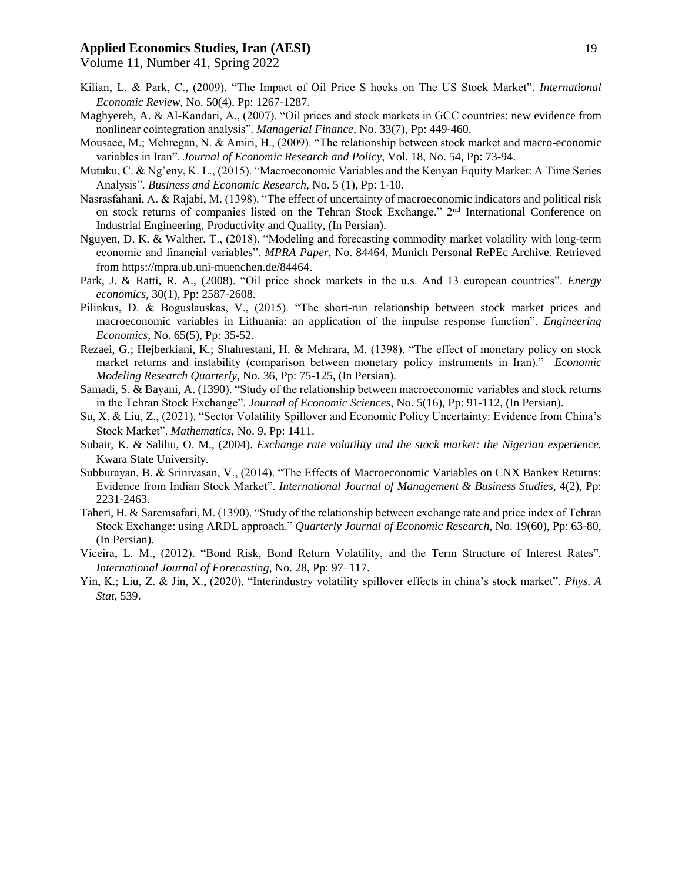Kilian, L. & Park, C., (2009). "The Impact of Oil Price S hocks on The US Stock Market". *International Economic Review*, No. 50(4), Pp: 1267-1287.

Maghyereh, A. & Al-Kandari, A., (2007). "Oil prices and stock markets in GCC countries: new evidence from nonlinear cointegration analysis". *Managerial Finance*, No. 33(7), Pp: 449-460.

Mousaee, M.; Mehregan, N. & Amiri, H., (2009). "The relationship between stock market and macro-economic variables in Iran". *Journal of Economic Research and Policy*, Vol. 18, No. 54, Pp: 73-94.

Mutuku, C. & Ng'eny, K. L., (2015). "Macroeconomic Variables and the Kenyan Equity Market: A Time Series Analysis". *Business and Economic Research*, No. 5 (1), Pp: 1-10.

Nasrasfahani, A. & Rajabi, M. (1398). "The effect of uncertainty of macroeconomic indicators and political risk on stock returns of companies listed on the Tehran Stock Exchange." 2nd International Conference on Industrial Engineering, Productivity and Quality, (In Persian).

Nguyen, D. K. & Walther, T., (2018). "Modeling and forecasting commodity market volatility with long-term economic and financial variables". *MPRA Paper*, No. 84464, Munich Personal RePEc Archive. Retrieved from https://mpra.ub.uni-muenchen.de/84464.

Park, J. & Ratti, R. A., (2008). "Oil price shock markets in the u.s. And 13 european countries". *Energy economics*, 30(1), Pp: 2587-2608.

Pilinkus, D. & Boguslauskas, V., (2015). "The short-run relationship between stock market prices and macroeconomic variables in Lithuania: an application of the impulse response function". *Engineering Economics*, No. 65(5), Pp: 35-52.

Rezaei, G.; Hejberkiani, K.; Shahrestani, H. & Mehrara, M. (1398). "The effect of monetary policy on stock market returns and instability (comparison between monetary policy instruments in Iran)." *Economic Modeling Research Quarterly*, No. 36, Pp: 75-125, (In Persian).

Samadi, S. & Bayani, A. (1390). "Study of the relationship between macroeconomic variables and stock returns in the Tehran Stock Exchange". *Journal of Economic Sciences*, No. 5(16), Pp: 91-112, (In Persian).

Su, X. & Liu, Z., (2021). "Sector Volatility Spillover and Economic Policy Uncertainty: Evidence from China's Stock Market". *Mathematics*, No. 9, Pp: 1411.

Subair, K. & Salihu, O. M., (2004). *Exchange rate volatility and the stock market: the Nigerian experience.* Kwara State University.

Subburayan, B. & Srinivasan, V., (2014). "The Effects of Macroeconomic Variables on CNX Bankex Returns: Evidence from Indian Stock Market". *International Journal of Management & Business Studies*, 4(2), Pp: 2231-2463.

Taheri, H. & Saremsafari, M. (1390). "Study of the relationship between exchange rate and price index of Tehran Stock Exchange: using ARDL approach." *Quarterly Journal of Economic Research*, No. 19(60), Pp: 63-80, (In Persian).

Viceira, L. M., (2012). "Bond Risk, Bond Return Volatility, and the Term Structure of Interest Rates". *International Journal of Forecasting*, No. 28, Pp: 97–117.

Yin, K.; Liu, Z. & Jin, X., (2020). "Interindustry volatility spillover effects in china's stock market". *Phys. A Stat*, 539.